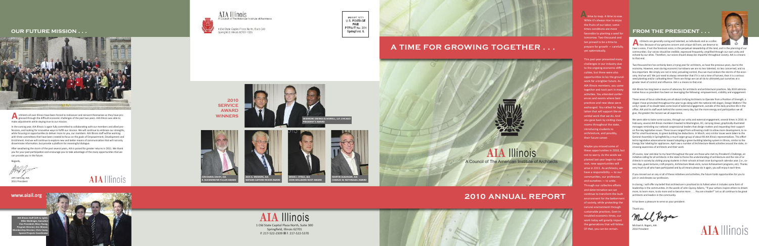## OUR FUTURE MISSION . . .

Architects all over Illinois have been forced to rediscover and reinvent themselves as they have progressed through the difficult economic challenges of the past two years. AIA Illinois was able to make adjustments while staying true to our mission.

In the coming year, AIA Illinois is again fully committed to collaborating with our members and allied professions, and looking for innovative ways to fulfill our mission. We will continue to embrace our strengths, while focusing on opportunities to deliver more to you, our members. AIA Illinois staff will be working with three committees that have been created to focus on the goals of Empowerment, Development and Enrichment. And we will continue to explore new and better means of communication that will not only disseminate information, but provide a platform for meaningful dialogue.

After weathering the storm of the past several years, AIA is poised for greater returns in 2011. We thank you for your past participation and encourage you to take advantage of the many opportunities that we can provide you in the future.

Regards,

Jeff Hemling, AIA
2011 President

AIA Illinois

www.aiail.org

AIA Illinois Staff (left to right): Mike Waldinger, Executive Vice President; Mary Young, Program Director; Eric Bloom, Membership Director; Chris Carey, Special Projects Coordinator

AIA Illinois
A Council of The American Institute of Architects

1 Old State Capitol Plaza North, Suite 300
Springfield, Illinois 62701-1323

PRESORT STD
U.S. POSTAGE
PAID
PERMIT No. 204
Springfield, IL

## 2010 SERVICE AWARD WINNERS

SKIDMORE OWINGS & MERRILL, LLP, CHICAGO
PRESIDENT'S AWARD

JON DANIEL DAVEY, AIA
R. BUCKMINSTER FULLER AWARD

JACK A. BRENNER, AIA
NATHAN CLIFFORD RICKER AWARD

BRIAN J. VITALE, AIA
JOHN WELLBORN ROOT AWARD

MARTIN AUBLINGER, AIA
CHARLES W. NOTHNAGEL AWARD

AIA Illinois
1 Old State Capitol Plaza North, Suite 300
Springfield, Illinois 62701
P. 217-522-2309 ■ F. 217-522-5370

# A TIME FOR GROWING TOGETHER . . .

A time to reap. A time to sow. While it's always nice to enjoy the fruits of our labor, sometimes conditions are more favorable to planting a seed for tomorrow. Two-thousand and ten proved to be a time to prepare for growth — carefully, yet optimistically.

This past year presented many challenges in our industry due to the ongoing economic difficulties, but there were also opportunities to lay the groundwork for a brighter future. As AIA Illinois members, you came together and took part in many activities. You attended conferences and events where best practices and new ideas were exchanged. You rallied for legislation that will support the essential work that we do. And you gave back by visiting classrooms throughout the state, introducing students to architecture, and possibly, their future career.

Maybe you missed some of these opportunities in 2010, but not to worry. As the seeds we planted last year begin to take root, new opportunities will arise in 2011. As architects, we have a responsibility — to our communities, our profession, and ourselves — to unite. Through our collective efforts and determination we can continue to transform the built environment for the betterment of society, while protecting the natural environment through sustainable practices. Even in troubled economic times, our work today will greatly impact the generations that will follow. Of that, you can be certain.

AIA Illinois
A Council of The American Institute of Architects

# 2010 ANNUAL REPORT

## FROM THE PRESIDENT . . .

Architects are generally caring and talented, as individuals and as a collective. Because of our genuine concern and unique skill sets, we deserve to have a voice, if not the foremost voice, in the perpetual stewardship of the land, and in the planning of our communities. Our voices should be credible, expressed frequently, amplified through our own unity and echoed by our allies. Therefore, our voices should always be impactful throughout society. AIA is a means to that end.

Two thousand ten has certainly been a trying year for architects, as have the previous years, due to the economy. However, even during economic turndowns we are no less talented, no less concerned, and no less important. We simply are not in total, prevailing control, thus we must endure the storms of the economy. And we will. We just need to always remember that if it is not a time of harvest, then it is a serious seed planting and/or cultivating time! There are things we can all do to ultimately put ourselves at a greater level of control and influence. AIA is a means to that end.

AIA Illinois has long been a source of advocacy for architects and architectural practices. My 2010 administrative focus as president has been on leveraging the following: empowerment, visibility and engagement.

These areas of focus collectively are all about Unifying Architects to Operate from a Position of Strength, a slogan I have promoted throughout the year to go along with the national AIA slogan, Design Matters! The unity I speak of no doubt takes some level of external engagement, outside of the daily practice life in the office. AIA and its staff work behind the scenes every day, but the more energy and participation we all give, the greater the harvest we all experience.

We were able to taste some success, through our unity and external engagement, several times in 2010. In February, several AIA Illinois members traveled to Washington, DC, carrying clever, graphically illustrated messages reminding our national congressional leaders that design matters and requesting their support on five key legislative issues. These issues ranged from unfreezing credit to allow more development, to relief for small businesses, to green building tax deductions. In March, very similar issues were taken to the General Assembly in Springfield by a much larger group of about 90 AIA Illinois representatives. This effort led to legislative advancements toward adopting a green building labeling system in Illinois, similar to the Energy Star labeling for appliances. April saw a number of Architecture Week activities around the state, increasing awareness of architects and their work.

Of course, near and dear to my heart throughout the year are those who met my President's Challenge, an initiative calling for all architects in the state to frame the understanding of architecture and the role of architects in society by visiting young students in their schools at least once during each calendar year (i.e., career days, guest lectures, craft projects, Architecture Week visits, Junior Achievement programs, etc). Thanks very much to all who have participated and by all means please do it again, you will enjoy it each time.

If you missed out on any or all of these initiatives and activities, the future holds opportunities for you to join in and elevate our profession.

In closing, I will offer my belief that architecture is positioned to its fullest when it includes some form of leadership in the communities. In the words of John Quincy Adams, "If your actions inspire others to dream more, to learn more, to do more and to become more . . . You are a leader!" Let us all continue to be great architects and leaders in the community.

It has been a pleasure to serve as your president.

Thank you.

Michael A. Rogers, AIA
2010 President

AIA Illinois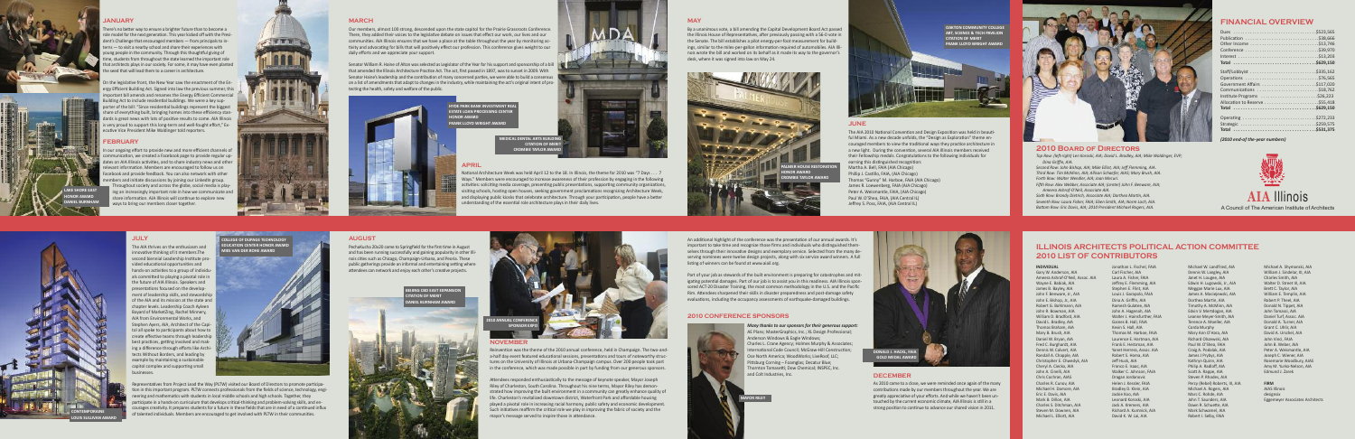## JANUARY

There's better way to ensure a brighter future than to become a role model for the next generation. This year kicked off with the President's Challenge that encouraged members — from principals to interns — to visit a nearby school and share their experiences with young people in the community. Through this thoughtful giving of time, students from throughout the state learned the important role that architects play in our society. For some, it may have even planted the seed that will lead them to a career in architecture.

On the legislative front, the New Year saw the enactment of the Energy Efficient Building Act. Signed into law the previous summer, this important bill amends and renames the Energy Efficient Commercial Building Act to include residential buildings. We were a key supporter of the bill: "Since residential buildings represent the biggest share of everything built, bringing homes into these efficiency standards is great news with lots of positive results to come. AIA Illinois is very proud to support this long-term and well-fought effort," Executive Vice President Mike Waldinger told reporters.

LAKE SHORE EAST HONOR AWARD DANIEL BURNHAM

## FEBRUARY

In our ongoing effort to provide new and more efficient channels of communication, we created a Facebook page to provide regular updates on AIA Illinois activities and to share industry news and other relevant information. Members are encouraged to follow us on Facebook and provide feedback. You can also network with other members and initiate discussions by joining our LinkedIn group. Throughout society and across the globe, social media is playing an increasingly important role in how we communicate and share information. AIA Illinois will continue to explore new ways to bring our members closer together.

## MARCH

Our members, almost 100 strong, descended upon the state capitol for the Prairie Grassroots Conference. There, they added their voices to the legislative debate on issues that effect our work, our lives and our communities. AIA Illinois ensures that we have a place at the table throughout the year by monitoring activity and advocating for bills that will positively effect our profession. This conference gives weight to our daily efforts and we appreciate your support.

Senator William R. Haine of Alton was selected as Legislator of the Year for his support and sponsorship of a bill that amended the Illinois Architecture Practice Act. The act, first passed in 1897, was to sunset in 2009. With Senator Haine's leadership and the contribution of many concerned parties, we were able to build a consensus on a list of amendments that adapt to changes in the industry, while maintaining the act's original intent of protecting the health, safety and welfare of the public.

HYDE PARK BANK INVESTMENT REAL ESTATE LOAN PROCESSING CENTER HONOR AWARD FRANK LLOYD WRIGHT AWARD

MEDICAL DENTAL ARTS BUILDING CITATION OF MERIT DRONEK TAYLOR AWARD

## APRIL

National Architecture Week was held April 12 to the 18. In Illinois, the theme for 2010 was "7 Days . . . 7 Ways." Members were encouraged to increase awareness of their profession by engaging in the following activities: soliciting media coverage, presenting public presentations, supporting community organizations, visiting schools, hosting open houses, seeking government proclamations recognizing Architecture Week, and displaying public kiosks that celebrate architecture. Through your participation, people have a better understanding of the essential role architecture plays in their daily lives.

## MAY

By a unanimous vote, a bill amending the Capital Development Board Act passed the Illinois House of Representatives, after previously passing with a 56-0 vote in the Senate. The bill establishes a pilot energy-per-foot measurement for buildings, similar to the miles-per-gallon information required of automobiles. AIA Illinois wrote the bill and worked on its behalf so it made its way to the governor's desk, where it was signed into law on May 26.

OAKTON COMMUNITY COLLEGE ART, SCIENCE & TECH PAVILION CITATION OF MERIT FRANK LLOYD WRIGHT AWARD

PRAIRIE HOUSE RESTORATION HONOR AWARD DRONEK TAYLOR AWARD

## JUNE

The AIA 2010 National Convention and Design Exposition was held in beautiful Miami. As a new decade unfolds, the "Design as Exploration" theme encouraged members to view the traditional ways they practice architecture in a new light. During the convention, several AIA Illinois members received their Fellowship medals. Congratulations to the following individuals for earning this distinguished recognition:

Martha A. Bell, FAIA (AIA Chicago)
Phillip J. Castillo, FAIA, (AIA Chicago)
Thomas "Gurney" M. Harboe, FAIA (AIA Chicago)
James B. Loewenberg, FAIA (AIA Chicago)
Peter A. Weismantle, FAIA, (AIA Chicago)
Paul W. O'Shea, FAIA, (AIA Central IL)
Jeffrey S. Poss, FAIA, (AIA Central IL)

## FINANCIAL OVERVIEW

| | |
|---|---|
| Dues | $523,565 |
| Publication | $30,666 |
| Other income | $13,746 |
| Conference | $39,970 |
| Interest | $13,201 |
| **Total** | **$629,150** |
| Staff/Lobbyist | $335,162 |
| Operations | $76,565 |
| Government Affairs | $117,020 |
| Communications | $18,762 |
| Institute Programs | $26,223 |
| Allocation to Reserve | $55,418 |
| **Total** | **$629,150** |
| Operating | $272,233 |
| Strategic | $259,575 |
| **Total** | **$531,375** |

*(2010 end-of-the-year numbers)*

## 2010 Board of Directors

*Top Row (left-right): Len Koroski, AIA; David L. Bradley, AIA; Mike Waldinger, EVP; Drew Griffin, AIA.*
*Second Row: John Bishop, AIA; Mike Elliot, AIA; Jeff Flemming, AIA.*
*Third Row: Tim McMillen, AIA; Allison Schaefer, RAIA; Brian Brush, AIA.*
*Forth Row: Walter Weidler, AIA; Joan Mercer.*
*Fifth Row: Ken Weldon, Associate AIA; (center) John F. Benware, AIA; Ameera Ashraf-O'Neil, Associate AIA.*
*Sixth Row: Brandy Dietrich, Associate AIA; Darthea Martin, AIA.*
*Seventh Row: Laura Fisher, FAIA; Glenn Smith, AIA; Bonnie Loch, AIA.*
*Bottom Row: Eric Davis, AIA; 2010 President Michael Rogers, AIA.*

AIA Illinois
A Council of The American Institute of Architects

## JULY

The AIA thrives on the enthusiasm and innovative thinking of it members. The second biennial Leadership Institute provided educational opportunities and hands-on activities to a group of individuals committed to playing a pivotal role in the future of AIA Illinois. Speakers and presentations focused on the development of leadership skills, and stewardship of the AIA and its mission at the state and chapter levels. Leadership Coach Ayleen Beyard of MarketZing, Rachel Minnery, AIA from Environmental Works, and Stephen Apers, AIA, Architect of the Capitol all spoke to participants about how to create effective teams through leadership best practices, getting involved and making a difference through efforts like Architects Without Borders, and leading by example in fostering a sustainable capitol complex and supporting small businesses.

COLLEGE OF DUPAGE TECHNOLOGY EDUCATION CENTER HONOR AWARD MIES VAN DER ROHE AWARD

CENTERPOINTE CITATION OF MERIT LOUIS SULLIVAN AWARD

Representatives from Project Lead the Way (PLTW) visited our Board of Directors to promote participation in this important program. PLTW connects professionals from the fields of science, technology, engineering and mathematics with students in local middle schools and high schools. Together, they participate in a hands-on curriculum that develops critical-thinking and problem-solving skills, and encourages creativity. It prepares students for a future in these fields that are in need of a continued influx of talented individuals. Members are encouraged to get involved with PLTW in their communities.

## AUGUST

PechaKucha 20x20 came to Springfield for the first time in August and has been running successfully and gaining popularity in other Illinois cities such as Chicago, Champaign-Urbana, and Peoria. These public gatherings provide an informal and entertaining setting where attendees can network and enjoy each other's creative projects.

BELRING GSD EAST EXPANSION CITATION OF MERIT DANIEL BURNHAM AWARD

2010 ANNUAL CONFERENCE SPONSOR EXPO

## NOVEMBER

Reinvention was the theme of the 2010 annual conference, held in Champaign. The two-and-a-half day event featured educational sessions, presentations and tours of noteworthy structures on the University of Illinois at Urbana-Champaign campus. Over 200 people took part in the conference, which was made possible in part by funding from our generous sponsors.

Attendees responded enthusiastically to the message of keynote speaker, Mayor Joseph Riley of Charleston, South Carolina. Throughout his nine terms, Mayor Riley has demonstrated how improving the built environment in a community can greatly enhance quality of life. Charleston's revitalized downtown district, Waterfront Park and affordable housing played a pivotal role in increasing racial harmony, public safety and economic development. Such initiatives reaffirm the critical role we play in improving the fabric of society, and the mayor's message served to inspire those in attendance.

An additional highlight of the conference was the presentation of our annual awards. It's important to take time and recognize those firms and individuals who distinguished themselves through their innovative designs and exemplary service. Selected from the many deserving nominees were twelve design projects, along with six service award winners. A full listing of winners can be found at www.aiail.org.

Part of your job as stewards of the built environment is preparing for catastrophes and mitigating potential damages. Part of our job is to assist you in this readiness. AIA Illinois sponsored ACT-20 Disaster Training, the most common methodology in the U.S. and the Pacific Rim. Attendees sharpened their skills in disaster preparedness and post-damage safety evaluations, including the occupancy assessments of earthquake-damaged buildings.

### 2010 CONFERENCE SPONSORS

*Many thanks to our sponsors for their generous support:* All Plans; MasterGraphics, Inc.; A5 Design Professional; Anderson Windows & Lumber Company; Charles L. Crane Agency; Holmes Murphy & Associates; International Code Council; McGraw-Hill Construction; One North America; WoodWorks; LiveRoof, LLC; Pittsburg Corning – Foamglas; Decatur Blues; Thornton Tomasetti; Dow Chemical; RKBPEC, Inc. and Colt Industries, Inc.

MAYOR RILEY

DONALD J. HACKL, FAIA GOLD MEDAL AWARD

## DECEMBER

As 2010 came to a close, we were reminded once again of the many contributions made by our members throughout the year. We are greatly appreciative of your efforts. And while we haven't been untouched by the current economic climate, AIA Illinois is still in a strong position to continue to advance our shared vision in 2011.

## ILLINOIS ARCHITECTS POLITICAL ACTION COMMITTEE 2010 LIST OF CONTRIBUTORS

**INDIVIDUAL**
Gary W. Anderson, AIA
Ameera Ashraf-O'Neil, Assoc. AIA
Wayne E. Babcak, AIA
James B. Bayliss, AIA
John F. Benware, Jr., AIA
John E. Bishop, Jr., AIA
Robert G. Bohlmann, AIA
John R. Bowman, AIA
William D. Bradford, AIA
David L. Bradley, AIA
Thomas Burkhart
Mary B. Busch, AIA
Chardia W. Busch, AIA
Fred C. Burghardt, AIA
Dennis W. Calvert, AIA
Randall A. Chapple, AIA
Christopher C. Chevalier, AIA
Cheryl A. Chmielnicki
John A. Cinelli, AIA
Chris Cochran, AIA
Charles R. Curley, AIA
Michael H. Damore, AIA
Eric E. Davis, AIA
Mark B. Dillon, AIA
Charles S. Ditchman, AIA
Steven M. Downes, AIA
Michael L. Elliott, AIA
Jonathan L. Fischel, FAIA
Carl Fischer, AIA
Laura A. Fisher, FAIA
Jeffrey S. Flemming, AIA
Stephen E. Flint, AIA
Louis J. Garapolo, FAIA
Gina A. Griffin, AIA
Ramesh Gulatee, AIA
John A. Hagerott, AIA
Walter J. Hainsfurther, FAIA
Gaines B. Hall, FAIA
Kevin S. Hall, AIA
Thomas M. Harboe, FAIA
David M. Kruger, AIA
Laurence S. Hoffman, AIA
Frank G. Hoffmann, AIA
Janet Herrera, Assoc. AIA
Robert S. Horne, AIA
Jeff Houk, AIA
Francis E. Kane, AIA
Walker C. Johnson, FAIA
Dragan Jordanovic
Helen J. Kessler, FAIA
Bradley R. Klein, AIA
Jackie Koo, AIA
Leonard Koroski, AIA
Jack A. Kremers, AIA
Richard A. Kurasinski, AIA
David K. W. Lai, AIA
Michael W. Landfried, AIA
Dennis W. Langley, AIA
Janet H. Lesser, AIA
Edwin H. Lugowski, Jr., AIA
Meggan Marie Lux, AIA
James A. Macieje wski, AIA
Darthea Martin, AIA
Timothy A. McMillen, AIA
Edwin V. Merchagan, AIA
Joanne Meyer-Smith, AIA
Terrence A. Mueller, AIA
Carole Murphy
Mary Ann O'Hara, AIA
Richard Olszewski, AIA
Paul W. O'Shea, FAIA
Craig A. Pedelbeck, AIA
James J. Psykal, AIA
Kathryn Quinn, AIA
Philip A. Rudhoff, AIA
Scott A. Ragsac, AIA
Steven P. Rhodes, AIA
Percy (Rebel) Roberts, III, AIA
Michael A. Rogers, AIA
Marc C. Rohde, AIA
John T. Saunders, AIA
Dawn R. Schaeffe, AIA
Mark Schwamel, AIA
Robert J. Selby, FAIA
Michael A. Shymanski, AIA
William J. Snitzler, III, AIA
Charles Smith, AIA
Walter D. Street III, AIA
Brett C. Taylor, AIA
William E. Templin, AIA
Robert P. Thiel, AIA
Donald N. Tippett, AIA
John Tomasic, AIA
Daniel Turf, Assoc. AIA
Donald A. Turner, AIA
Grant C. Uhlir, AIA
David A. Urschel, AIA
John Vinci, FAIA
John R. Weber, AIA
Peter A. Weismantle, AIA
Joseph C. Wiener, AIA
Rosemarie Woodbury, AIA
Amy M. Yurko-Nelson, AIA
Edmund J. Zenk

**FIRM**
AIAS Illinois
designsix
Eggemeyer Associates Architects